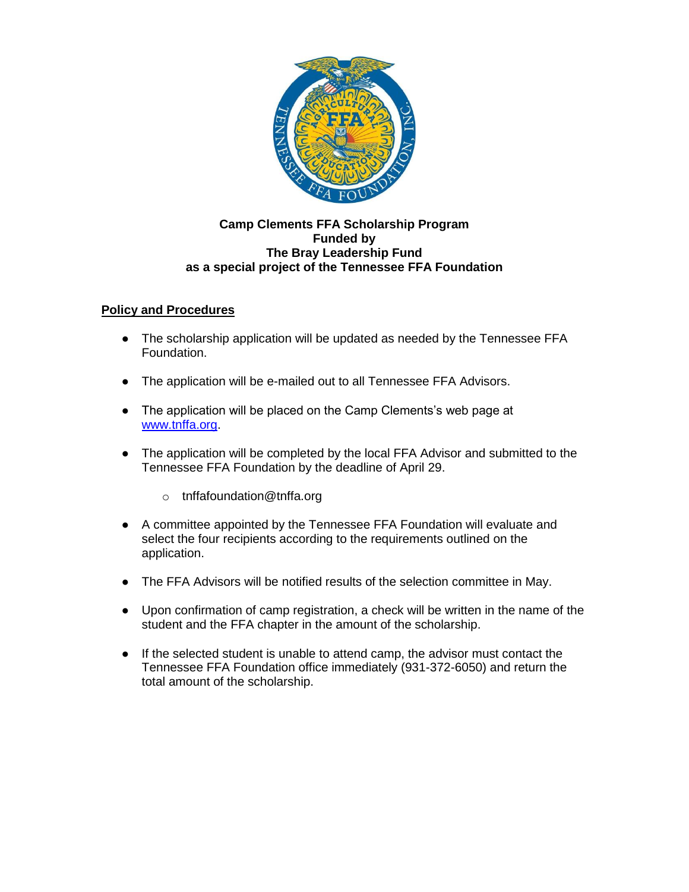**Camp Clements FFA Scholarship Program**
**Funded by**
**The Bray Leadership Fund**
**as a special project of the Tennessee FFA Foundation**

## Policy and Procedures

- The scholarship application will be updated as needed by the Tennessee FFA Foundation.
- The application will be e-mailed out to all Tennessee FFA Advisors.
- The application will be placed on the Camp Clements's web page at [www.tnffa.org](http://www.tnffa.org).
- The application will be completed by the local FFA Advisor and submitted to the Tennessee FFA Foundation by the deadline of April 29.
  - tnffafoundation@tnffa.org
- A committee appointed by the Tennessee FFA Foundation will evaluate and select the four recipients according to the requirements outlined on the application.
- The FFA Advisors will be notified results of the selection committee in May.
- Upon confirmation of camp registration, a check will be written in the name of the student and the FFA chapter in the amount of the scholarship.
- If the selected student is unable to attend camp, the advisor must contact the Tennessee FFA Foundation office immediately (931-372-6050) and return the total amount of the scholarship.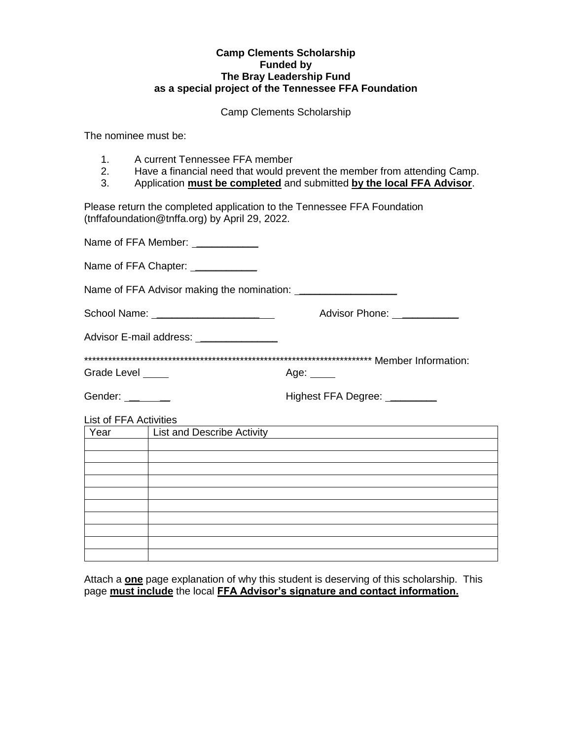**Camp Clements Scholarship**
**Funded by**
**The Bray Leadership Fund**
**as a special project of the Tennessee FFA Foundation**

Camp Clements Scholarship

The nominee must be:

1. A current Tennessee FFA member
2. Have a financial need that would prevent the member from attending Camp.
3. Application **must be completed** and submitted **by the local FFA Advisor**.

Please return the completed application to the Tennessee FFA Foundation (tnffafoundation@tnffa.org) by April 29, 2022.

Name of FFA Member: ___________

Name of FFA Chapter: ___________

Name of FFA Advisor making the nomination: _________________

School Name: ___________________ Advisor Phone: __________

Advisor E-mail address: ______________

************************************************************************* Member Information:

Grade Level ____ Age: ____

Gender: ______ Highest FFA Degree: ________

List of FFA Activities

| Year | List and Describe Activity |
|---|---|
| | |
| | |
| | |
| | |
| | |
| | |
| | |
| | |
| | |
| | |

Attach a **one** page explanation of why this student is deserving of this scholarship. This page **must include** the local **FFA Advisor's signature and contact information.**